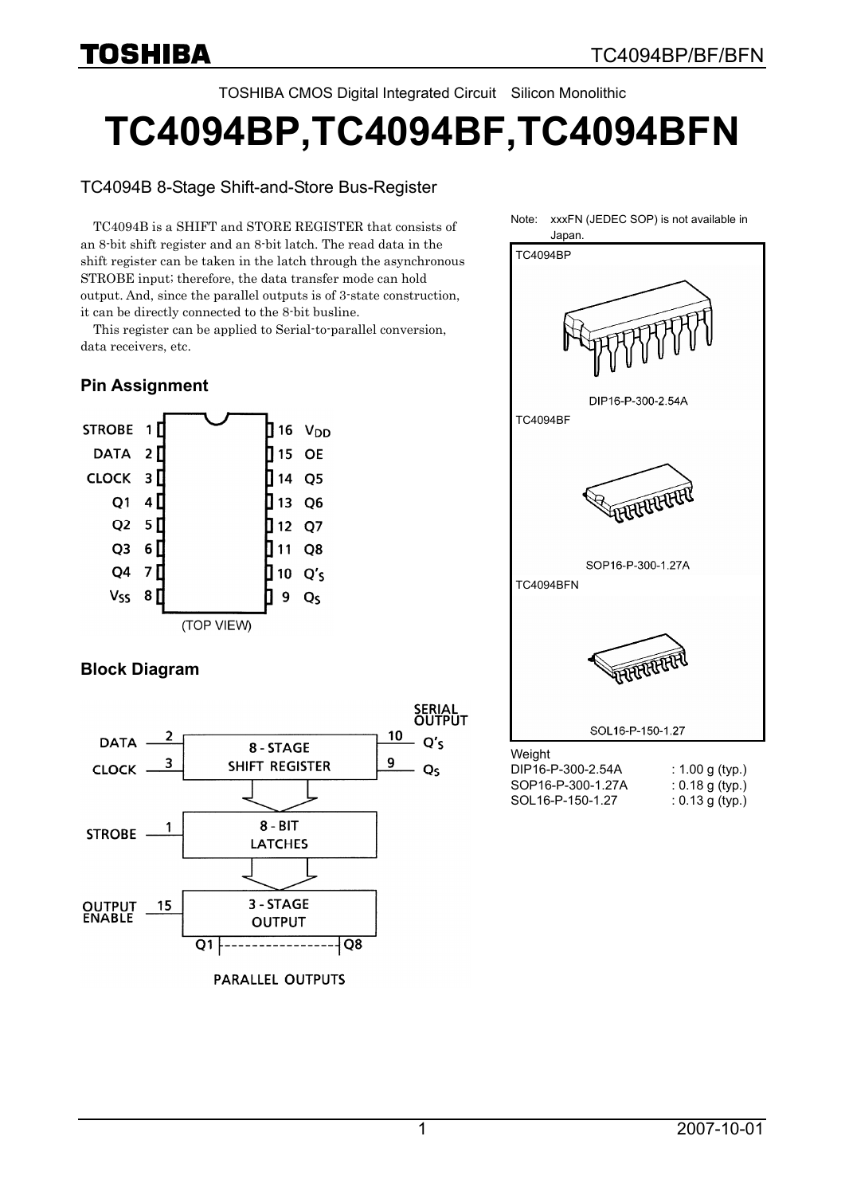TOSHIBA CMOS Digital Integrated Circuit Silicon Monolithic

# TC4094BP,TC4094BF,TC4094BFN

TC4094B 8-Stage Shift-and-Store Bus-Register

TC4094B is a SHIFT and STORE REGISTER that consists of an 8-bit shift register and an 8-bit latch. The read data in the shift register can be taken in the latch through the asynchronous STROBE input; therefore, the data transfer mode can hold output. And, since the parallel outputs is of 3-state construction, it can be directly connected to the 8-bit busline.

This register can be applied to Serial-to-parallel conversion, data receivers, etc.

Note: xxxFN (JEDEC SOP) is not available in Japan.

TC4094BP

DIP16-P-300-2.54A

TC4094BF

SOP16-P-300-1.27A

TC4094BFN

SOL16-P-150-1.27

Weight

| Package | Weight |
|---|---|
| DIP16-P-300-2.54A | : 1.00 g (typ.) |
| SOP16-P-300-1.27A | : 0.18 g (typ.) |
| SOL16-P-150-1.27 | : 0.13 g (typ.) |

## Pin Assignment

| Pin | Name | Pin | Name |
|---|---|---|---|
| 1 | STROBE | 16 | $V_{DD}$ |
| 2 | DATA | 15 | OE |
| 3 | CLOCK | 14 | Q5 |
| 4 | Q1 | 13 | Q6 |
| 5 | Q2 | 12 | Q7 |
| 6 | Q3 | 11 | Q8 |
| 7 | Q4 | 10 | $Q'_S$ |
| 8 | $V_{SS}$ | 9 | $Q_S$ |

(TOP VIEW)

## Block Diagram

DATA (2), CLOCK (3) → 8 - STAGE SHIFT REGISTER → SERIAL OUTPUT: $Q'_S$ (10), $Q_S$ (9)

STROBE (1) → 8 - BIT LATCHES

OUTPUT ENABLE (15) → 3 - STAGE OUTPUT → Q1 ... Q8

PARALLEL OUTPUTS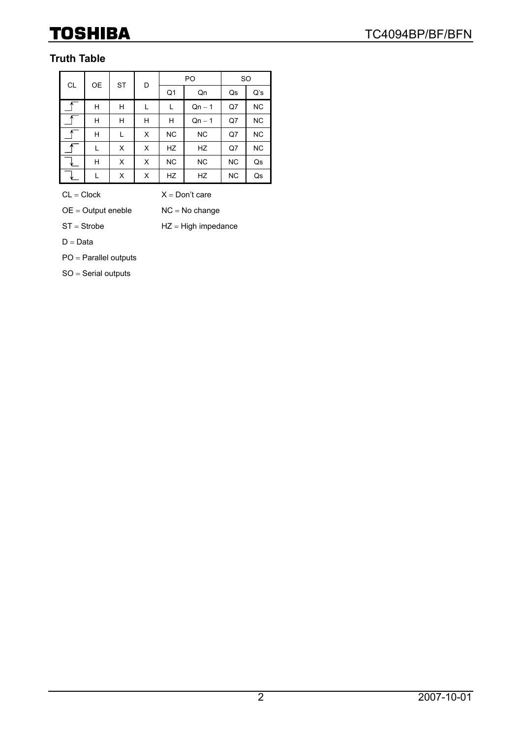## Truth Table

| CL | OE | ST | D | PO | | SO | |
|---|---|---|---|---|---|---|---|
| | | | | Q1 | Qn | Qs | Q's |
| ↑ | H | H | L | L | Qn − 1 | Q7 | NC |
| ↑ | H | H | H | H | Qn − 1 | Q7 | NC |
| ↑ | H | L | X | NC | NC | Q7 | NC |
| ↑ | L | X | X | HZ | HZ | Q7 | NC |
| ↓ | H | X | X | NC | NC | NC | Qs |
| ↓ | L | X | X | HZ | HZ | NC | Qs |

CL = Clock

OE = Output eneble

ST = Strobe

D = Data

PO = Parallel outputs

SO = Serial outputs

X = Don't care

NC = No change

HZ = High impedance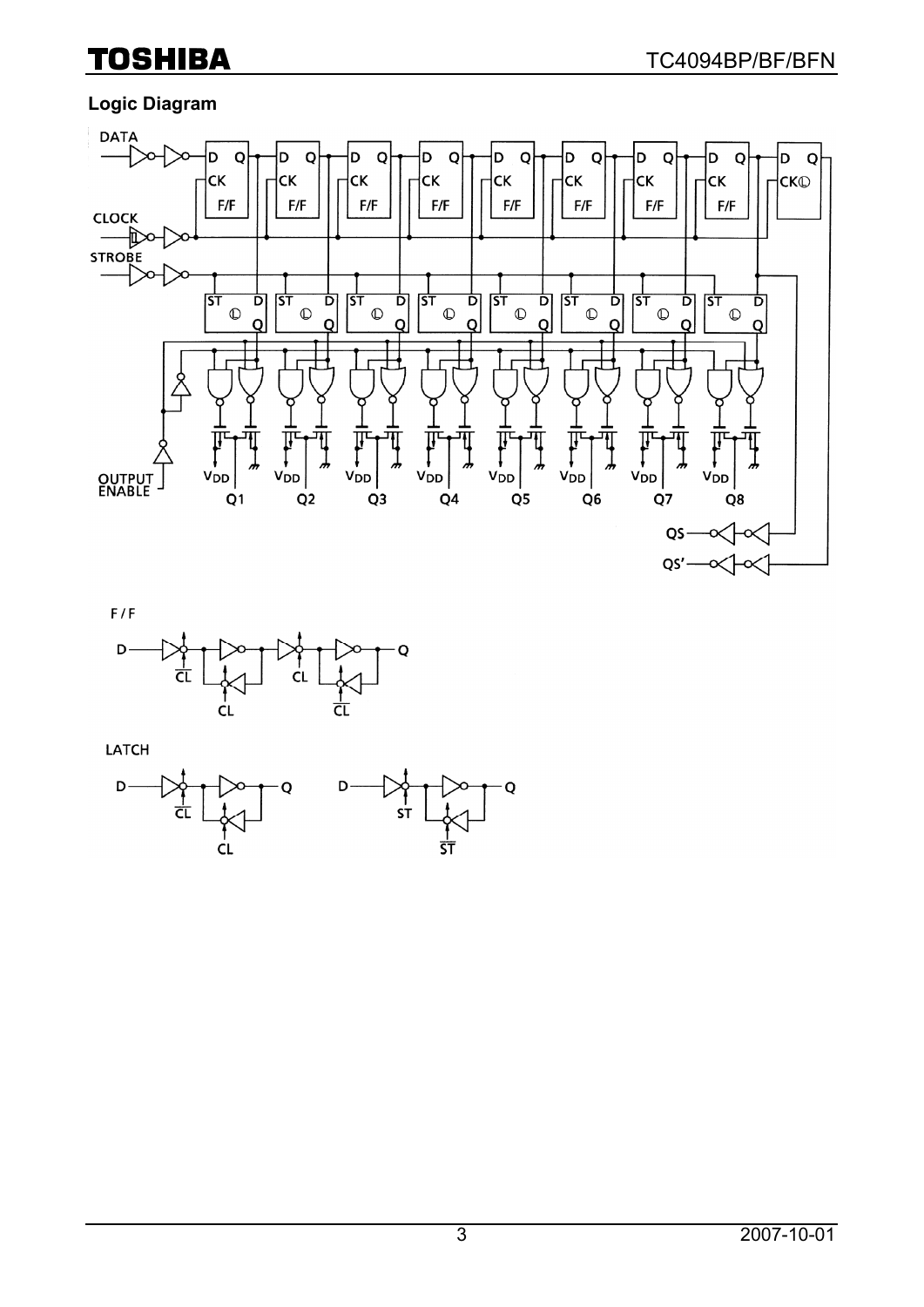## Logic Diagram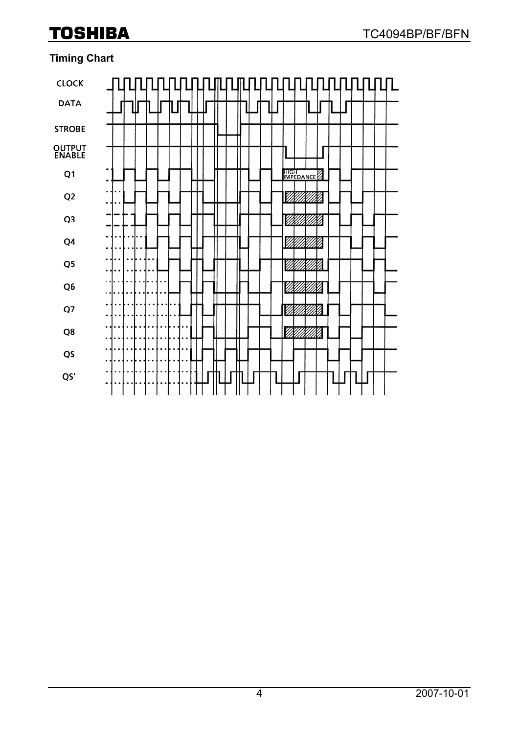## Timing Chart

CLOCK

DATA

STROBE

OUTPUT ENABLE

Q1

HIGH IMPEDANCE

Q2

Q3

Q4

Q5

Q6

Q7

Q8

QS

QS'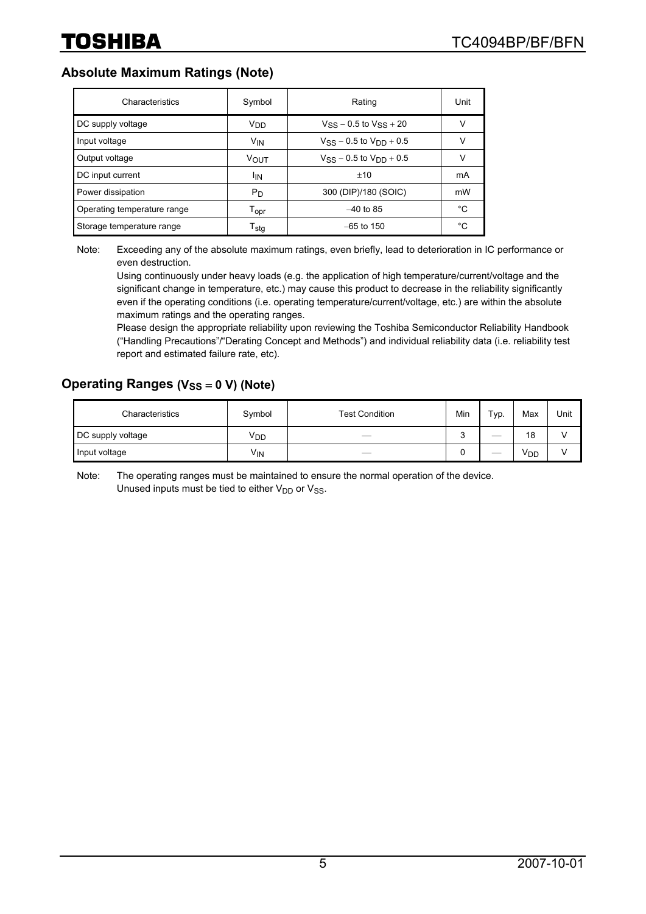## Absolute Maximum Ratings (Note)

| Characteristics | Symbol | Rating | Unit |
|---|---|---|---|
| DC supply voltage | $V_{DD}$ | $V_{SS} - 0.5$ to $V_{SS} + 20$ | V |
| Input voltage | $V_{IN}$ | $V_{SS} - 0.5$ to $V_{DD} + 0.5$ | V |
| Output voltage | $V_{OUT}$ | $V_{SS} - 0.5$ to $V_{DD} + 0.5$ | V |
| DC input current | $I_{IN}$ | $\pm 10$ | mA |
| Power dissipation | $P_D$ | 300 (DIP)/180 (SOIC) | mW |
| Operating temperature range | $T_{opr}$ | $-40$ to 85 | °C |
| Storage temperature range | $T_{stg}$ | $-65$ to 150 | °C |

Note: Exceeding any of the absolute maximum ratings, even briefly, lead to deterioration in IC performance or even destruction.
Using continuously under heavy loads (e.g. the application of high temperature/current/voltage and the significant change in temperature, etc.) may cause this product to decrease in the reliability significantly even if the operating conditions (i.e. operating temperature/current/voltage, etc.) are within the absolute maximum ratings and the operating ranges.
Please design the appropriate reliability upon reviewing the Toshiba Semiconductor Reliability Handbook ("Handling Precautions"/"Derating Concept and Methods") and individual reliability data (i.e. reliability test report and estimated failure rate, etc).

## Operating Ranges ($V_{SS} = 0$ V) (Note)

| Characteristics | Symbol | Test Condition | Min | Typ. | Max | Unit |
|---|---|---|---|---|---|---|
| DC supply voltage | $V_{DD}$ | — | 3 | — | 18 | V |
| Input voltage | $V_{IN}$ | — | 0 | — | $V_{DD}$ | V |

Note: The operating ranges must be maintained to ensure the normal operation of the device.
Unused inputs must be tied to either $V_{DD}$ or $V_{SS}$.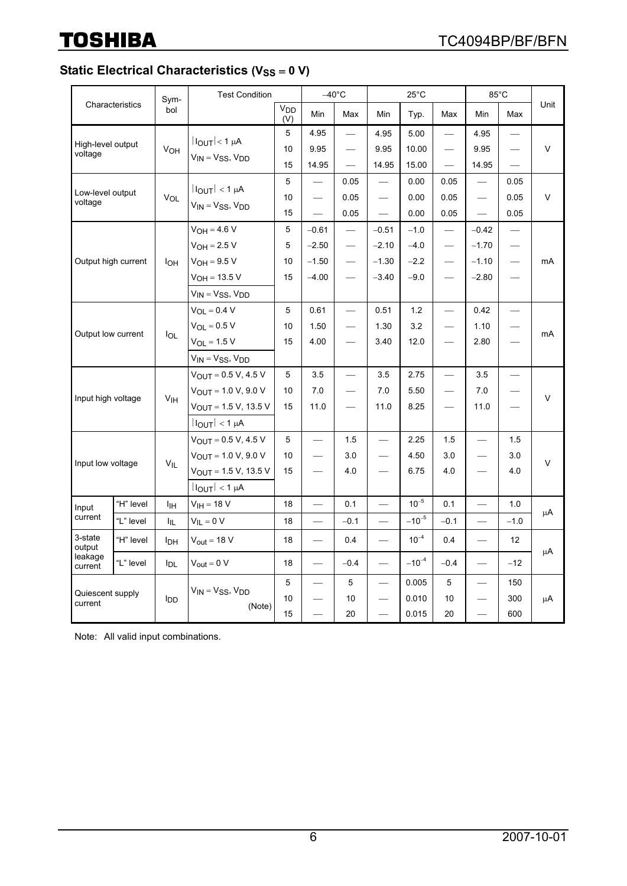## Static Electrical Characteristics ($V_{SS}$ = 0 V)

| Characteristics | | Symbol | Test Condition | $V_{DD}$ (V) | −40°C Min | −40°C Max | 25°C Min | 25°C Typ. | 25°C Max | 85°C Min | 85°C Max | Unit |
|---|---|---|---|---|---|---|---|---|---|---|---|---|
| High-level output voltage | | $V_{OH}$ | $\lvert I_{OUT}\rvert$ < 1 μA, $V_{IN}$ = $V_{SS}$, $V_{DD}$ | 5 | 4.95 | — | 4.95 | 5.00 | — | 4.95 | — | V |
| | | | | 10 | 9.95 | — | 9.95 | 10.00 | — | 9.95 | — | |
| | | | | 15 | 14.95 | — | 14.95 | 15.00 | — | 14.95 | — | |
| Low-level output voltage | | $V_{OL}$ | $\lvert I_{OUT}\rvert$ < 1 μA, $V_{IN}$ = $V_{SS}$, $V_{DD}$ | 5 | — | 0.05 | — | 0.00 | 0.05 | — | 0.05 | V |
| | | | | 10 | — | 0.05 | — | 0.00 | 0.05 | — | 0.05 | |
| | | | | 15 | — | 0.05 | — | 0.00 | 0.05 | — | 0.05 | |
| Output high current | | $I_{OH}$ | $V_{OH}$ = 4.6 V | 5 | −0.61 | — | −0.51 | −1.0 | — | −0.42 | — | mA |
| | | | $V_{OH}$ = 2.5 V | 5 | −2.50 | — | −2.10 | −4.0 | — | −1.70 | — | |
| | | | $V_{OH}$ = 9.5 V | 10 | −1.50 | — | −1.30 | −2.2 | — | −1.10 | — | |
| | | | $V_{OH}$ = 13.5 V | 15 | −4.00 | — | −3.40 | −9.0 | — | −2.80 | — | |
| | | | $V_{IN}$ = $V_{SS}$, $V_{DD}$ | | | | | | | | | |
| Output low current | | $I_{OL}$ | $V_{OL}$ = 0.4 V | 5 | 0.61 | — | 0.51 | 1.2 | — | 0.42 | — | mA |
| | | | $V_{OL}$ = 0.5 V | 10 | 1.50 | — | 1.30 | 3.2 | — | 1.10 | — | |
| | | | $V_{OL}$ = 1.5 V | 15 | 4.00 | — | 3.40 | 12.0 | — | 2.80 | — | |
| | | | $V_{IN}$ = $V_{SS}$, $V_{DD}$ | | | | | | | | | |
| Input high voltage | | $V_{IH}$ | $V_{OUT}$ = 0.5 V, 4.5 V | 5 | 3.5 | — | 3.5 | 2.75 | — | 3.5 | — | V |
| | | | $V_{OUT}$ = 1.0 V, 9.0 V | 10 | 7.0 | — | 7.0 | 5.50 | — | 7.0 | — | |
| | | | $V_{OUT}$ = 1.5 V, 13.5 V | 15 | 11.0 | — | 11.0 | 8.25 | — | 11.0 | — | |
| | | | $\lvert I_{OUT}\rvert$ < 1 μA | | | | | | | | | |
| Input low voltage | | $V_{IL}$ | $V_{OUT}$ = 0.5 V, 4.5 V | 5 | — | 1.5 | — | 2.25 | 1.5 | — | 1.5 | V |
| | | | $V_{OUT}$ = 1.0 V, 9.0 V | 10 | — | 3.0 | — | 4.50 | 3.0 | — | 3.0 | |
| | | | $V_{OUT}$ = 1.5 V, 13.5 V | 15 | — | 4.0 | — | 6.75 | 4.0 | — | 4.0 | |
| | | | $\lvert I_{OUT}\rvert$ < 1 μA | | | | | | | | | |
| Input current | "H" level | $I_{IH}$ | $V_{IH}$ = 18 V | 18 | — | 0.1 | — | $10^{-5}$ | 0.1 | — | 1.0 | μA |
| | "L" level | $I_{IL}$ | $V_{IL}$ = 0 V | 18 | — | −0.1 | — | $-10^{-5}$ | −0.1 | — | −1.0 | |
| 3-state output leakage current | "H" level | $I_{DH}$ | $V_{out}$ = 18 V | 18 | — | 0.4 | — | $10^{-4}$ | 0.4 | — | 12 | μA |
| | "L" level | $I_{DL}$ | $V_{out}$ = 0 V | 18 | — | −0.4 | — | $-10^{-4}$ | −0.4 | — | −12 | |
| Quiescent supply current | | $I_{DD}$ | $V_{IN}$ = $V_{SS}$, $V_{DD}$ (Note) | 5 | — | 5 | — | 0.005 | 5 | — | 150 | μA |
| | | | | 10 | — | 10 | — | 0.010 | 10 | — | 300 | |
| | | | | 15 | — | 20 | — | 0.015 | 20 | — | 600 | |

Note: All valid input combinations.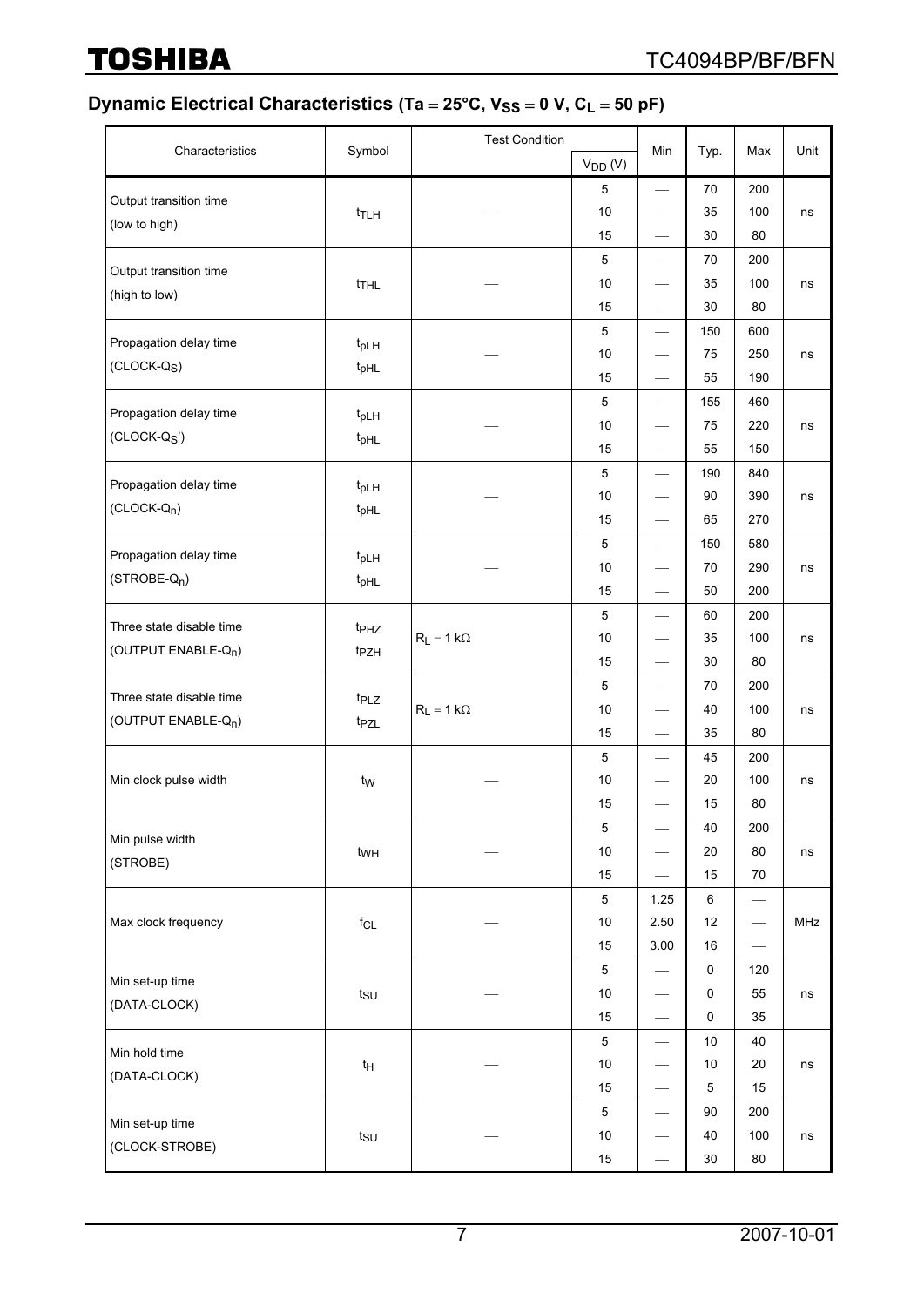## Dynamic Electrical Characteristics (Ta = 25°C, $V_{SS}$ = 0 V, $C_L$ = 50 pF)

| Characteristics | Symbol | Test Condition | $V_{DD}$ (V) | Min | Typ. | Max | Unit |
|---|---|---|---|---|---|---|---|
| Output transition time (low to high) | $t_{TLH}$ | — | 5 | — | 70 | 200 | ns |
| | | | 10 | — | 35 | 100 | |
| | | | 15 | — | 30 | 80 | |
| Output transition time (high to low) | $t_{THL}$ | — | 5 | — | 70 | 200 | ns |
| | | | 10 | — | 35 | 100 | |
| | | | 15 | — | 30 | 80 | |
| Propagation delay time (CLOCK-$Q_S$) | $t_{pLH}$ $t_{pHL}$ | — | 5 | — | 150 | 600 | ns |
| | | | 10 | — | 75 | 250 | |
| | | | 15 | — | 55 | 190 | |
| Propagation delay time (CLOCK-$Q_S$') | $t_{pLH}$ $t_{pHL}$ | — | 5 | — | 155 | 460 | ns |
| | | | 10 | — | 75 | 220 | |
| | | | 15 | — | 55 | 150 | |
| Propagation delay time (CLOCK-$Q_n$) | $t_{pLH}$ $t_{pHL}$ | — | 5 | — | 190 | 840 | ns |
| | | | 10 | — | 90 | 390 | |
| | | | 15 | — | 65 | 270 | |
| Propagation delay time (STROBE-$Q_n$) | $t_{pLH}$ $t_{pHL}$ | — | 5 | — | 150 | 580 | ns |
| | | | 10 | — | 70 | 290 | |
| | | | 15 | — | 50 | 200 | |
| Three state disable time (OUTPUT ENABLE-$Q_n$) | $t_{PHZ}$ $t_{PZH}$ | $R_L$ = 1 kΩ | 5 | — | 60 | 200 | ns |
| | | | 10 | — | 35 | 100 | |
| | | | 15 | — | 30 | 80 | |
| Three state disable time (OUTPUT ENABLE-$Q_n$) | $t_{PLZ}$ $t_{PZL}$ | $R_L$ = 1 kΩ | 5 | — | 70 | 200 | ns |
| | | | 10 | — | 40 | 100 | |
| | | | 15 | — | 35 | 80 | |
| Min clock pulse width | $t_W$ | — | 5 | — | 45 | 200 | ns |
| | | | 10 | — | 20 | 100 | |
| | | | 15 | — | 15 | 80 | |
| Min pulse width (STROBE) | $t_{WH}$ | — | 5 | — | 40 | 200 | ns |
| | | | 10 | — | 20 | 80 | |
| | | | 15 | — | 15 | 70 | |
| Max clock frequency | $f_{CL}$ | — | 5 | 1.25 | 6 | — | MHz |
| | | | 10 | 2.50 | 12 | — | |
| | | | 15 | 3.00 | 16 | — | |
| Min set-up time (DATA-CLOCK) | $t_{SU}$ | — | 5 | — | 0 | 120 | ns |
| | | | 10 | — | 0 | 55 | |
| | | | 15 | — | 0 | 35 | |
| Min hold time (DATA-CLOCK) | $t_H$ | — | 5 | — | 10 | 40 | ns |
| | | | 10 | — | 10 | 20 | |
| | | | 15 | — | 5 | 15 | |
| Min set-up time (CLOCK-STROBE) | $t_{SU}$ | — | 5 | — | 90 | 200 | ns |
| | | | 10 | — | 40 | 100 | |
| | | | 15 | — | 30 | 80 | |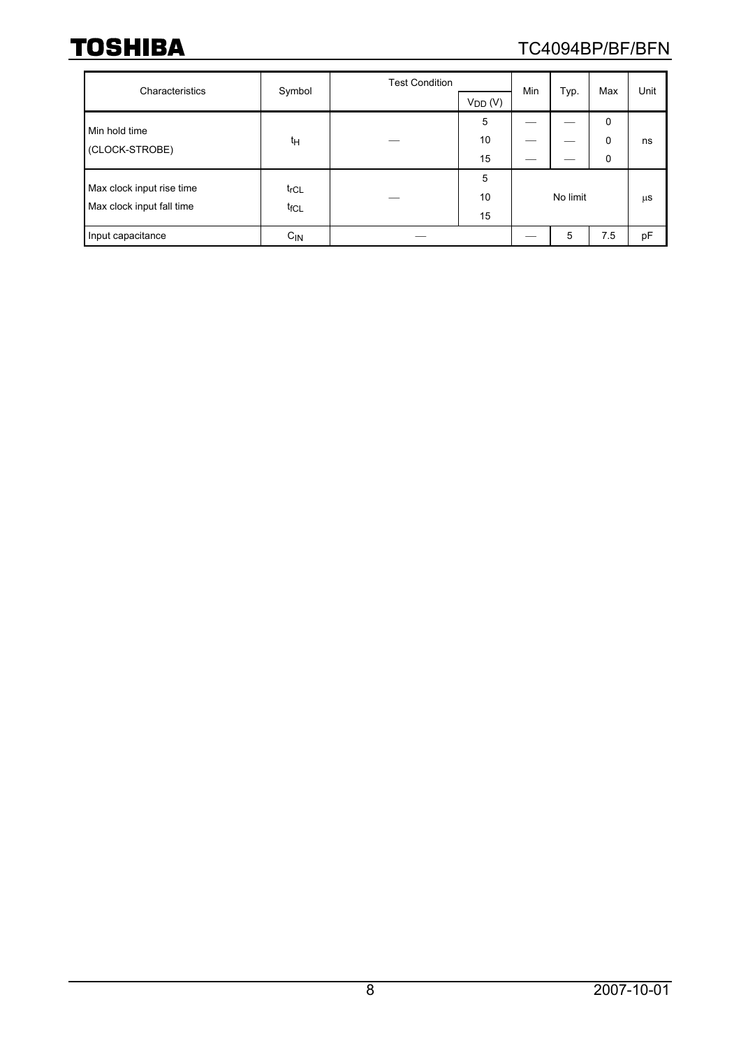| Characteristics | Symbol | Test Condition | | Min | Typ. | Max | Unit |
|---|---|---|---|---|---|---|---|
| | | | $V_{DD}$ (V) | | | | |
| Min hold time (CLOCK-STROBE) | $t_H$ | — | 5 | — | — | 0 | ns |
| | | | 10 | — | — | 0 | |
| | | | 15 | — | — | 0 | |
| Max clock input rise time<br>Max clock input fall time | $t_{rCL}$<br>$t_{fCL}$ | — | 5 | No limit | | | μs |
| | | | 10 | | | | |
| | | | 15 | | | | |
| Input capacitance | $C_{IN}$ | — | | — | 5 | 7.5 | pF |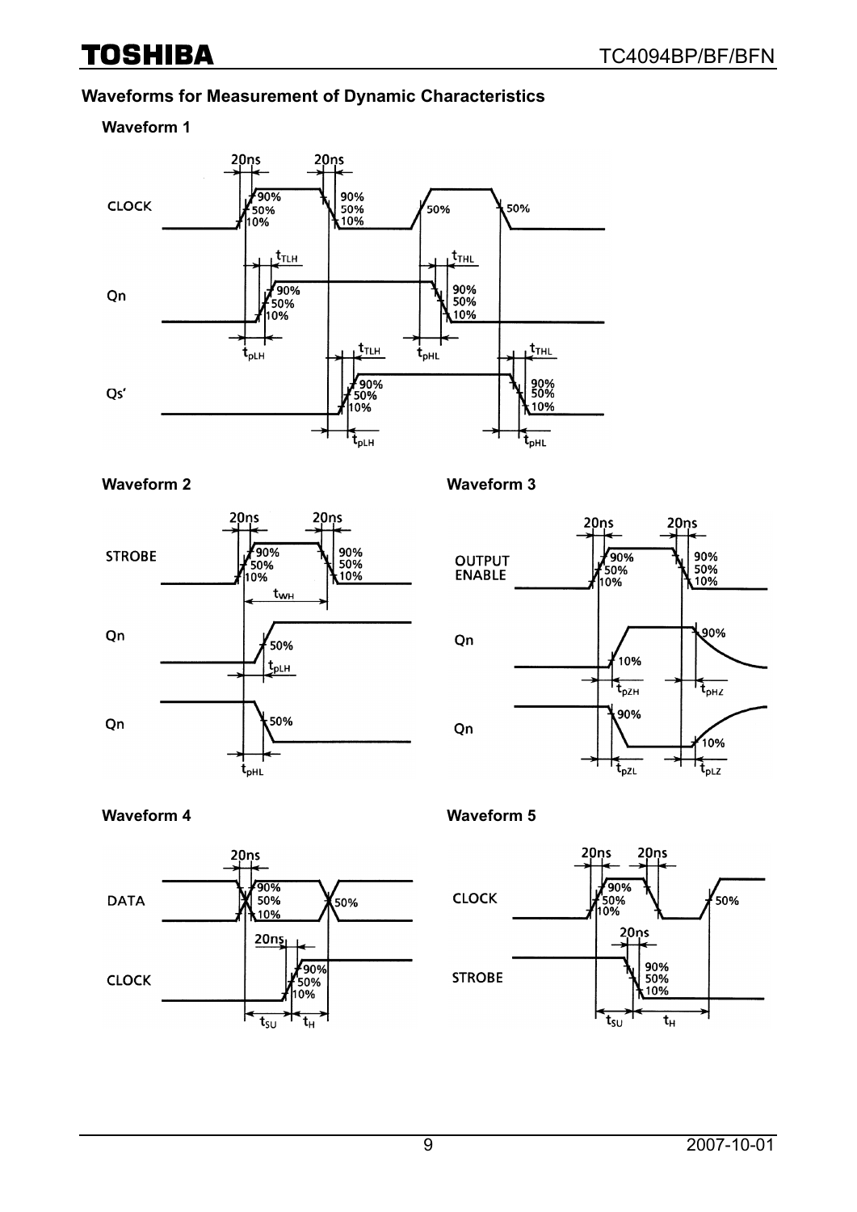## Waveforms for Measurement of Dynamic Characteristics

### Waveform 1

### Waveform 2

### Waveform 3

### Waveform 4

### Waveform 5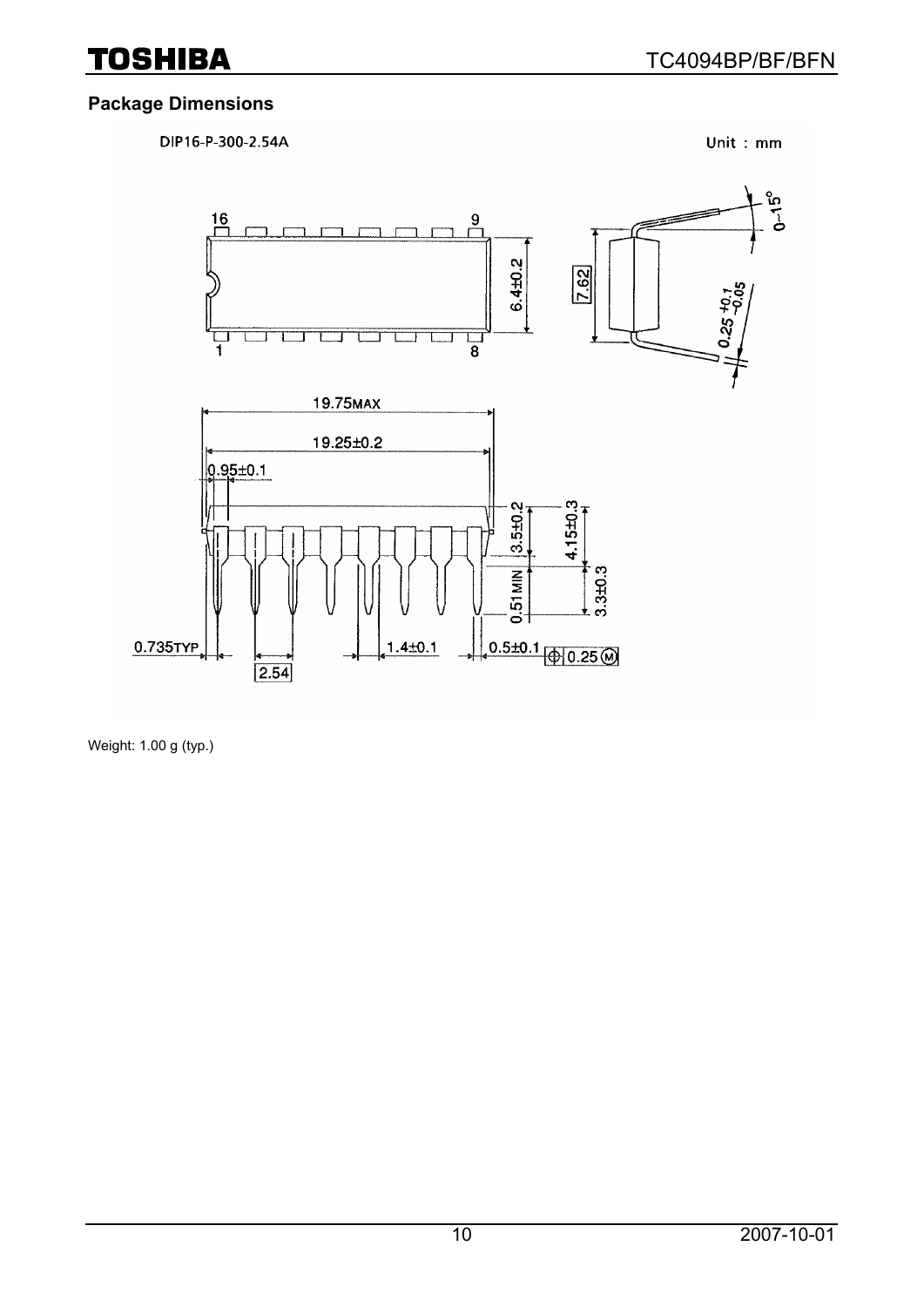## Package Dimensions

DIP16-P-300-2.54A

Unit : mm

Weight: 1.00 g (typ.)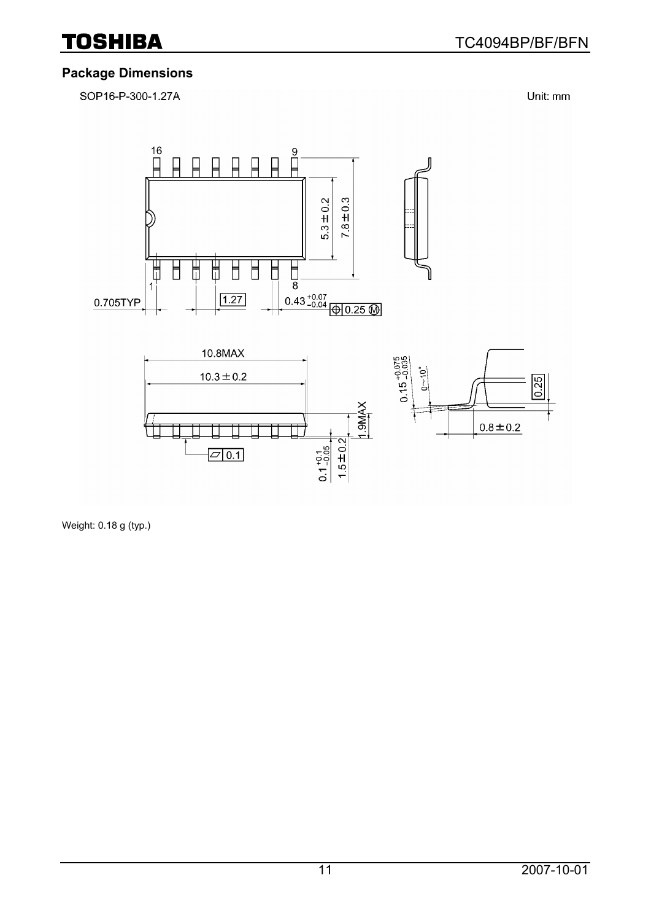## Package Dimensions

SOP16-P-300-1.27A

Unit: mm

Weight: 0.18 g (typ.)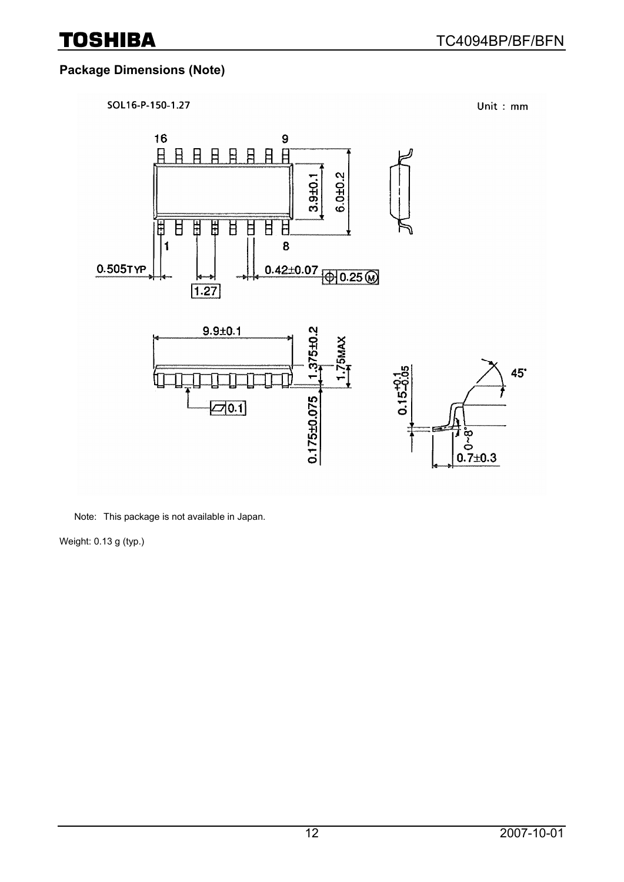## Package Dimensions (Note)

SOL16-P-150-1.27

Unit : mm

Note: This package is not available in Japan.

Weight: 0.13 g (typ.)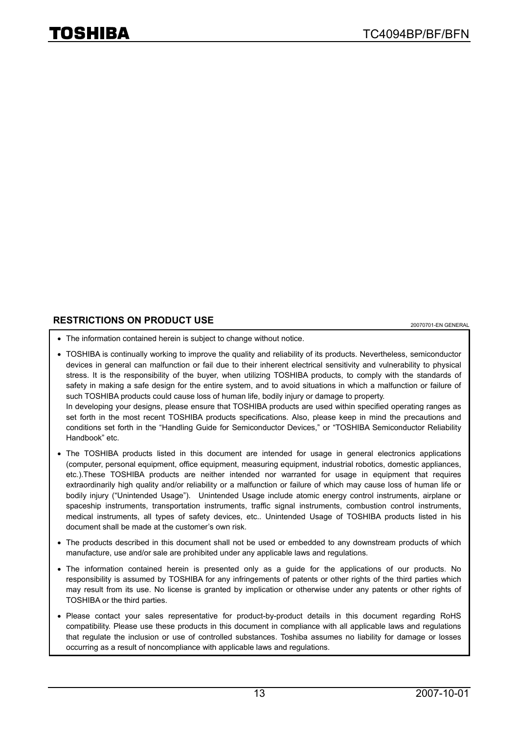## RESTRICTIONS ON PRODUCT USE

20070701-EN GENERAL

- The information contained herein is subject to change without notice.
- TOSHIBA is continually working to improve the quality and reliability of its products. Nevertheless, semiconductor devices in general can malfunction or fail due to their inherent electrical sensitivity and vulnerability to physical stress. It is the responsibility of the buyer, when utilizing TOSHIBA products, to comply with the standards of safety in making a safe design for the entire system, and to avoid situations in which a malfunction or failure of such TOSHIBA products could cause loss of human life, bodily injury or damage to property.
  In developing your designs, please ensure that TOSHIBA products are used within specified operating ranges as set forth in the most recent TOSHIBA products specifications. Also, please keep in mind the precautions and conditions set forth in the "Handling Guide for Semiconductor Devices," or "TOSHIBA Semiconductor Reliability Handbook" etc.
- The TOSHIBA products listed in this document are intended for usage in general electronics applications (computer, personal equipment, office equipment, measuring equipment, industrial robotics, domestic appliances, etc.).These TOSHIBA products are neither intended nor warranted for usage in equipment that requires extraordinarily high quality and/or reliability or a malfunction or failure of which may cause loss of human life or bodily injury ("Unintended Usage"). Unintended Usage include atomic energy control instruments, airplane or spaceship instruments, transportation instruments, traffic signal instruments, combustion control instruments, medical instruments, all types of safety devices, etc.. Unintended Usage of TOSHIBA products listed in his document shall be made at the customer's own risk.
- The products described in this document shall not be used or embedded to any downstream products of which manufacture, use and/or sale are prohibited under any applicable laws and regulations.
- The information contained herein is presented only as a guide for the applications of our products. No responsibility is assumed by TOSHIBA for any infringements of patents or other rights of the third parties which may result from its use. No license is granted by implication or otherwise under any patents or other rights of TOSHIBA or the third parties.
- Please contact your sales representative for product-by-product details in this document regarding RoHS compatibility. Please use these products in this document in compliance with all applicable laws and regulations that regulate the inclusion or use of controlled substances. Toshiba assumes no liability for damage or losses occurring as a result of noncompliance with applicable laws and regulations.